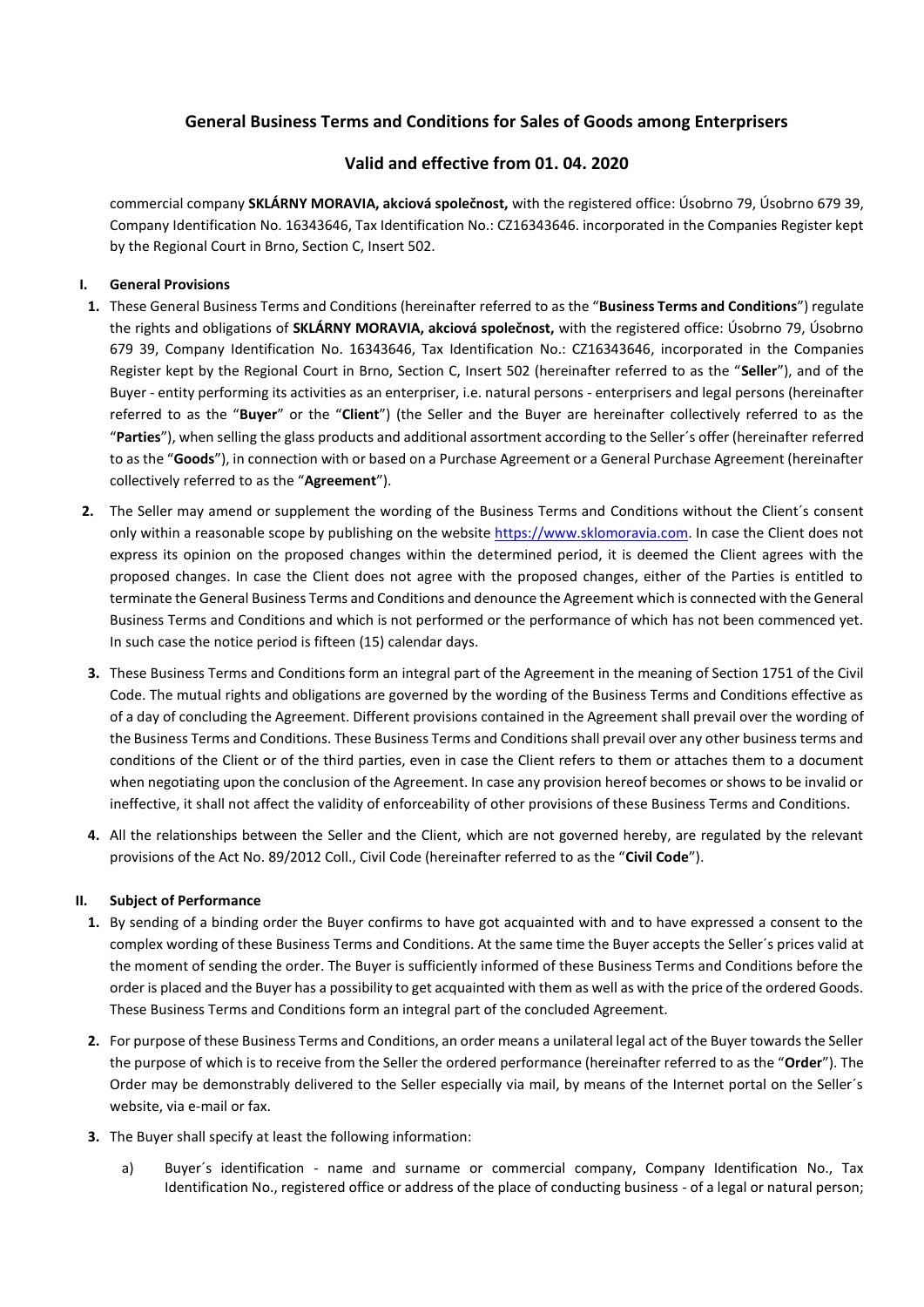# General Business Terms and Conditions for Sales of Goods among Enterprisers

## Valid and effective from 01. 04. 2020

commercial company **SKLÁRNY MORAVIA, akciová společnost,** with the registered office: Úsobrno 79, Úsobrno 679 39, Company Identification No. 16343646, Tax Identification No.: CZ16343646. incorporated in the Companies Register kept by the Regional Court in Brno, Section C, Insert 502.

### I. General Provisions

1. These General Business Terms and Conditions (hereinafter referred to as the "**Business Terms and Conditions**") regulate the rights and obligations of **SKLÁRNY MORAVIA, akciová společnost,** with the registered office: Úsobrno 79, Úsobrno 679 39, Company Identification No. 16343646, Tax Identification No.: CZ16343646, incorporated in the Companies Register kept by the Regional Court in Brno, Section C, Insert 502 (hereinafter referred to as the "**Seller**"), and of the Buyer - entity performing its activities as an enterpriser, i.e. natural persons - enterprisers and legal persons (hereinafter referred to as the "**Buyer**" or the "**Client**") (the Seller and the Buyer are hereinafter collectively referred to as the "**Parties**"), when selling the glass products and additional assortment according to the Seller´s offer (hereinafter referred to as the "**Goods**"), in connection with or based on a Purchase Agreement or a General Purchase Agreement (hereinafter collectively referred to as the "**Agreement**").

2. The Seller may amend or supplement the wording of the Business Terms and Conditions without the Client´s consent only within a reasonable scope by publishing on the website https://www.sklomoravia.com. In case the Client does not express its opinion on the proposed changes within the determined period, it is deemed the Client agrees with the proposed changes. In case the Client does not agree with the proposed changes, either of the Parties is entitled to terminate the General Business Terms and Conditions and denounce the Agreement which is connected with the General Business Terms and Conditions and which is not performed or the performance of which has not been commenced yet. In such case the notice period is fifteen (15) calendar days.

3. These Business Terms and Conditions form an integral part of the Agreement in the meaning of Section 1751 of the Civil Code. The mutual rights and obligations are governed by the wording of the Business Terms and Conditions effective as of a day of concluding the Agreement. Different provisions contained in the Agreement shall prevail over the wording of the Business Terms and Conditions. These Business Terms and Conditions shall prevail over any other business terms and conditions of the Client or of the third parties, even in case the Client refers to them or attaches them to a document when negotiating upon the conclusion of the Agreement. In case any provision hereof becomes or shows to be invalid or ineffective, it shall not affect the validity of enforceability of other provisions of these Business Terms and Conditions.

4. All the relationships between the Seller and the Client, which are not governed hereby, are regulated by the relevant provisions of the Act No. 89/2012 Coll., Civil Code (hereinafter referred to as the "**Civil Code**").

### II. Subject of Performance

1. By sending of a binding order the Buyer confirms to have got acquainted with and to have expressed a consent to the complex wording of these Business Terms and Conditions. At the same time the Buyer accepts the Seller´s prices valid at the moment of sending the order. The Buyer is sufficiently informed of these Business Terms and Conditions before the order is placed and the Buyer has a possibility to get acquainted with them as well as with the price of the ordered Goods. These Business Terms and Conditions form an integral part of the concluded Agreement.

2. For purpose of these Business Terms and Conditions, an order means a unilateral legal act of the Buyer towards the Seller the purpose of which is to receive from the Seller the ordered performance (hereinafter referred to as the "**Order**"). The Order may be demonstrably delivered to the Seller especially via mail, by means of the Internet portal on the Seller´s website, via e-mail or fax.

3. The Buyer shall specify at least the following information:

   a) Buyer´s identification - name and surname or commercial company, Company Identification No., Tax Identification No., registered office or address of the place of conducting business - of a legal or natural person;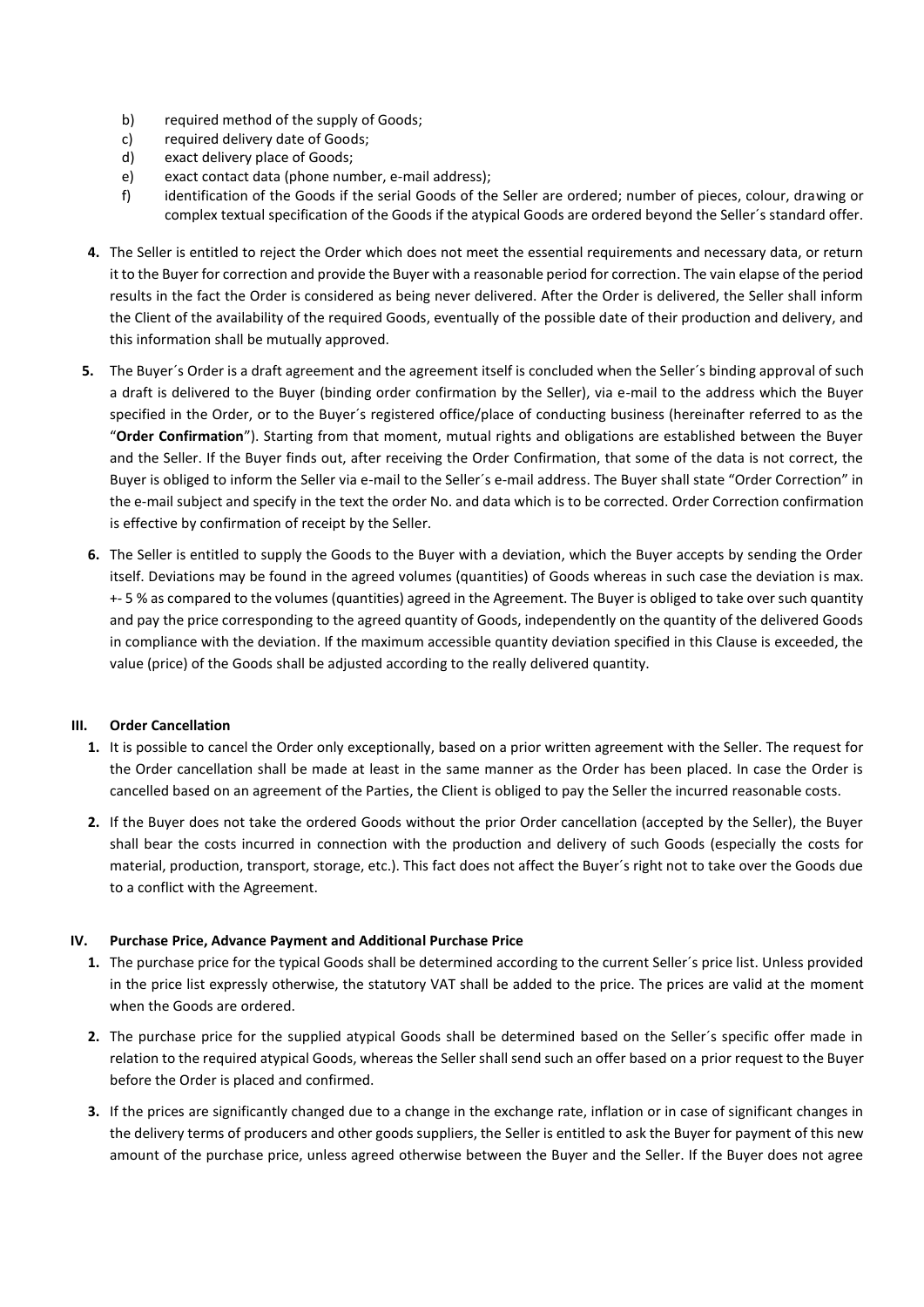b) required method of the supply of Goods;
c) required delivery date of Goods;
d) exact delivery place of Goods;
e) exact contact data (phone number, e-mail address);
f) identification of the Goods if the serial Goods of the Seller are ordered; number of pieces, colour, drawing or complex textual specification of the Goods if the atypical Goods are ordered beyond the Seller´s standard offer.

**4.** The Seller is entitled to reject the Order which does not meet the essential requirements and necessary data, or return it to the Buyer for correction and provide the Buyer with a reasonable period for correction. The vain elapse of the period results in the fact the Order is considered as being never delivered. After the Order is delivered, the Seller shall inform the Client of the availability of the required Goods, eventually of the possible date of their production and delivery, and this information shall be mutually approved.

**5.** The Buyer´s Order is a draft agreement and the agreement itself is concluded when the Seller´s binding approval of such a draft is delivered to the Buyer (binding order confirmation by the Seller), via e-mail to the address which the Buyer specified in the Order, or to the Buyer´s registered office/place of conducting business (hereinafter referred to as the "**Order Confirmation**"). Starting from that moment, mutual rights and obligations are established between the Buyer and the Seller. If the Buyer finds out, after receiving the Order Confirmation, that some of the data is not correct, the Buyer is obliged to inform the Seller via e-mail to the Seller´s e-mail address. The Buyer shall state "Order Correction" in the e-mail subject and specify in the text the order No. and data which is to be corrected. Order Correction confirmation is effective by confirmation of receipt by the Seller.

**6.** The Seller is entitled to supply the Goods to the Buyer with a deviation, which the Buyer accepts by sending the Order itself. Deviations may be found in the agreed volumes (quantities) of Goods whereas in such case the deviation is max. +- 5 % as compared to the volumes (quantities) agreed in the Agreement. The Buyer is obliged to take over such quantity and pay the price corresponding to the agreed quantity of Goods, independently on the quantity of the delivered Goods in compliance with the deviation. If the maximum accessible quantity deviation specified in this Clause is exceeded, the value (price) of the Goods shall be adjusted according to the really delivered quantity.

## III. Order Cancellation

**1.** It is possible to cancel the Order only exceptionally, based on a prior written agreement with the Seller. The request for the Order cancellation shall be made at least in the same manner as the Order has been placed. In case the Order is cancelled based on an agreement of the Parties, the Client is obliged to pay the Seller the incurred reasonable costs.

**2.** If the Buyer does not take the ordered Goods without the prior Order cancellation (accepted by the Seller), the Buyer shall bear the costs incurred in connection with the production and delivery of such Goods (especially the costs for material, production, transport, storage, etc.). This fact does not affect the Buyer´s right not to take over the Goods due to a conflict with the Agreement.

## IV. Purchase Price, Advance Payment and Additional Purchase Price

**1.** The purchase price for the typical Goods shall be determined according to the current Seller´s price list. Unless provided in the price list expressly otherwise, the statutory VAT shall be added to the price. The prices are valid at the moment when the Goods are ordered.

**2.** The purchase price for the supplied atypical Goods shall be determined based on the Seller´s specific offer made in relation to the required atypical Goods, whereas the Seller shall send such an offer based on a prior request to the Buyer before the Order is placed and confirmed.

**3.** If the prices are significantly changed due to a change in the exchange rate, inflation or in case of significant changes in the delivery terms of producers and other goods suppliers, the Seller is entitled to ask the Buyer for payment of this new amount of the purchase price, unless agreed otherwise between the Buyer and the Seller. If the Buyer does not agree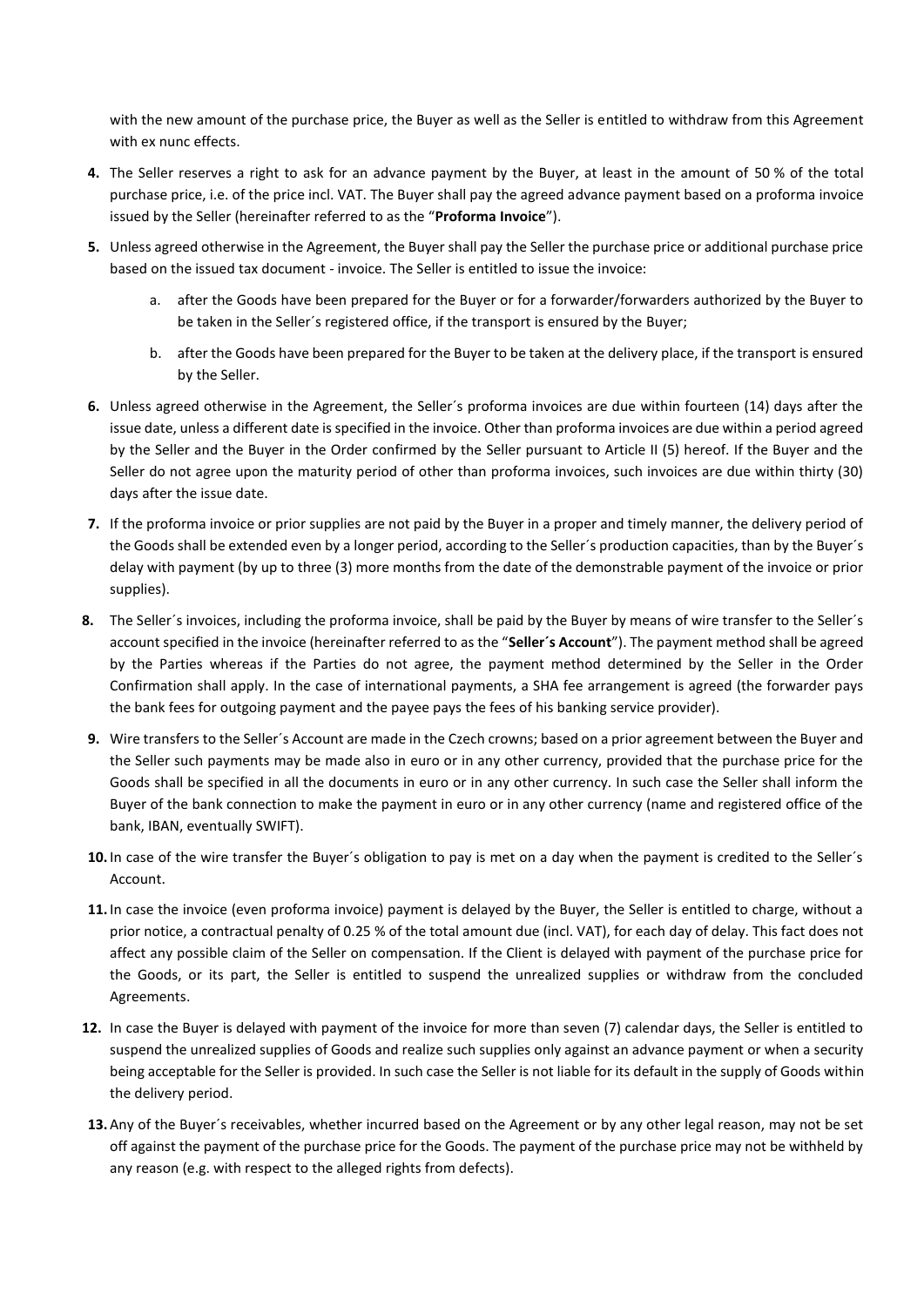with the new amount of the purchase price, the Buyer as well as the Seller is entitled to withdraw from this Agreement with ex nunc effects.

4. The Seller reserves a right to ask for an advance payment by the Buyer, at least in the amount of 50 % of the total purchase price, i.e. of the price incl. VAT. The Buyer shall pay the agreed advance payment based on a proforma invoice issued by the Seller (hereinafter referred to as the "**Proforma Invoice**").

5. Unless agreed otherwise in the Agreement, the Buyer shall pay the Seller the purchase price or additional purchase price based on the issued tax document - invoice. The Seller is entitled to issue the invoice:

   a. after the Goods have been prepared for the Buyer or for a forwarder/forwarders authorized by the Buyer to be taken in the Seller´s registered office, if the transport is ensured by the Buyer;

   b. after the Goods have been prepared for the Buyer to be taken at the delivery place, if the transport is ensured by the Seller.

6. Unless agreed otherwise in the Agreement, the Seller´s proforma invoices are due within fourteen (14) days after the issue date, unless a different date is specified in the invoice. Other than proforma invoices are due within a period agreed by the Seller and the Buyer in the Order confirmed by the Seller pursuant to Article II (5) hereof. If the Buyer and the Seller do not agree upon the maturity period of other than proforma invoices, such invoices are due within thirty (30) days after the issue date.

7. If the proforma invoice or prior supplies are not paid by the Buyer in a proper and timely manner, the delivery period of the Goods shall be extended even by a longer period, according to the Seller´s production capacities, than by the Buyer´s delay with payment (by up to three (3) more months from the date of the demonstrable payment of the invoice or prior supplies).

8. The Seller´s invoices, including the proforma invoice, shall be paid by the Buyer by means of wire transfer to the Seller´s account specified in the invoice (hereinafter referred to as the "**Seller´s Account**"). The payment method shall be agreed by the Parties whereas if the Parties do not agree, the payment method determined by the Seller in the Order Confirmation shall apply. In the case of international payments, a SHA fee arrangement is agreed (the forwarder pays the bank fees for outgoing payment and the payee pays the fees of his banking service provider).

9. Wire transfers to the Seller´s Account are made in the Czech crowns; based on a prior agreement between the Buyer and the Seller such payments may be made also in euro or in any other currency, provided that the purchase price for the Goods shall be specified in all the documents in euro or in any other currency. In such case the Seller shall inform the Buyer of the bank connection to make the payment in euro or in any other currency (name and registered office of the bank, IBAN, eventually SWIFT).

10. In case of the wire transfer the Buyer´s obligation to pay is met on a day when the payment is credited to the Seller´s Account.

11. In case the invoice (even proforma invoice) payment is delayed by the Buyer, the Seller is entitled to charge, without a prior notice, a contractual penalty of 0.25 % of the total amount due (incl. VAT), for each day of delay. This fact does not affect any possible claim of the Seller on compensation. If the Client is delayed with payment of the purchase price for the Goods, or its part, the Seller is entitled to suspend the unrealized supplies or withdraw from the concluded Agreements.

12. In case the Buyer is delayed with payment of the invoice for more than seven (7) calendar days, the Seller is entitled to suspend the unrealized supplies of Goods and realize such supplies only against an advance payment or when a security being acceptable for the Seller is provided. In such case the Seller is not liable for its default in the supply of Goods within the delivery period.

13. Any of the Buyer´s receivables, whether incurred based on the Agreement or by any other legal reason, may not be set off against the payment of the purchase price for the Goods. The payment of the purchase price may not be withheld by any reason (e.g. with respect to the alleged rights from defects).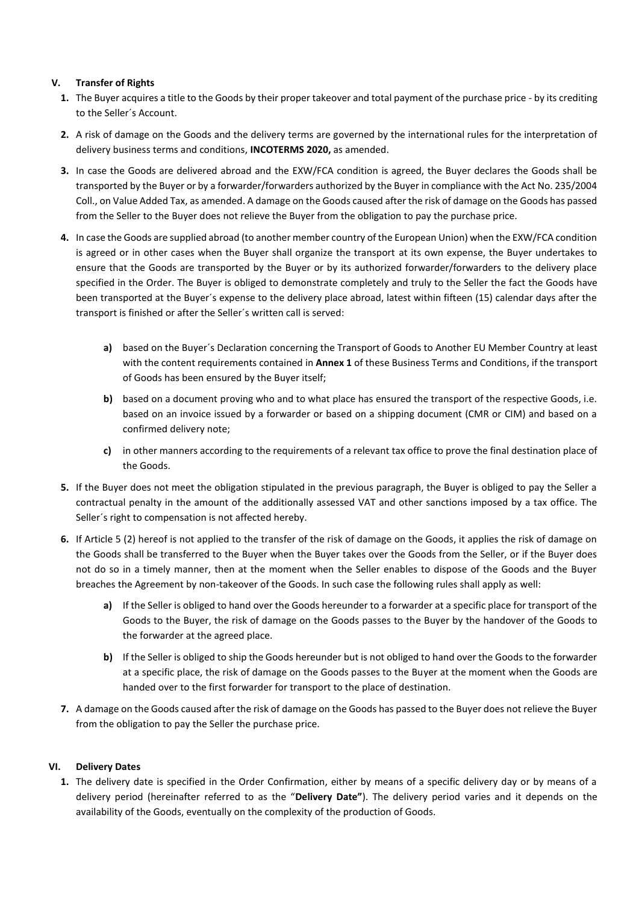## V. Transfer of Rights

1. The Buyer acquires a title to the Goods by their proper takeover and total payment of the purchase price - by its crediting to the Seller´s Account.
2. A risk of damage on the Goods and the delivery terms are governed by the international rules for the interpretation of delivery business terms and conditions, **INCOTERMS 2020,** as amended.
3. In case the Goods are delivered abroad and the EXW/FCA condition is agreed, the Buyer declares the Goods shall be transported by the Buyer or by a forwarder/forwarders authorized by the Buyer in compliance with the Act No. 235/2004 Coll., on Value Added Tax, as amended. A damage on the Goods caused after the risk of damage on the Goods has passed from the Seller to the Buyer does not relieve the Buyer from the obligation to pay the purchase price.
4. In case the Goods are supplied abroad (to another member country of the European Union) when the EXW/FCA condition is agreed or in other cases when the Buyer shall organize the transport at its own expense, the Buyer undertakes to ensure that the Goods are transported by the Buyer or by its authorized forwarder/forwarders to the delivery place specified in the Order. The Buyer is obliged to demonstrate completely and truly to the Seller the fact the Goods have been transported at the Buyer´s expense to the delivery place abroad, latest within fifteen (15) calendar days after the transport is finished or after the Seller´s written call is served:
    - **a)** based on the Buyer´s Declaration concerning the Transport of Goods to Another EU Member Country at least with the content requirements contained in **Annex 1** of these Business Terms and Conditions, if the transport of Goods has been ensured by the Buyer itself;
    - **b)** based on a document proving who and to what place has ensured the transport of the respective Goods, i.e. based on an invoice issued by a forwarder or based on a shipping document (CMR or CIM) and based on a confirmed delivery note;
    - **c)** in other manners according to the requirements of a relevant tax office to prove the final destination place of the Goods.
5. If the Buyer does not meet the obligation stipulated in the previous paragraph, the Buyer is obliged to pay the Seller a contractual penalty in the amount of the additionally assessed VAT and other sanctions imposed by a tax office. The Seller´s right to compensation is not affected hereby.
6. If Article 5 (2) hereof is not applied to the transfer of the risk of damage on the Goods, it applies the risk of damage on the Goods shall be transferred to the Buyer when the Buyer takes over the Goods from the Seller, or if the Buyer does not do so in a timely manner, then at the moment when the Seller enables to dispose of the Goods and the Buyer breaches the Agreement by non-takeover of the Goods. In such case the following rules shall apply as well:
    - **a)** If the Seller is obliged to hand over the Goods hereunder to a forwarder at a specific place for transport of the Goods to the Buyer, the risk of damage on the Goods passes to the Buyer by the handover of the Goods to the forwarder at the agreed place.
    - **b)** If the Seller is obliged to ship the Goods hereunder but is not obliged to hand over the Goods to the forwarder at a specific place, the risk of damage on the Goods passes to the Buyer at the moment when the Goods are handed over to the first forwarder for transport to the place of destination.
7. A damage on the Goods caused after the risk of damage on the Goods has passed to the Buyer does not relieve the Buyer from the obligation to pay the Seller the purchase price.

## VI. Delivery Dates

1. The delivery date is specified in the Order Confirmation, either by means of a specific delivery day or by means of a delivery period (hereinafter referred to as the "**Delivery Date"**). The delivery period varies and it depends on the availability of the Goods, eventually on the complexity of the production of Goods.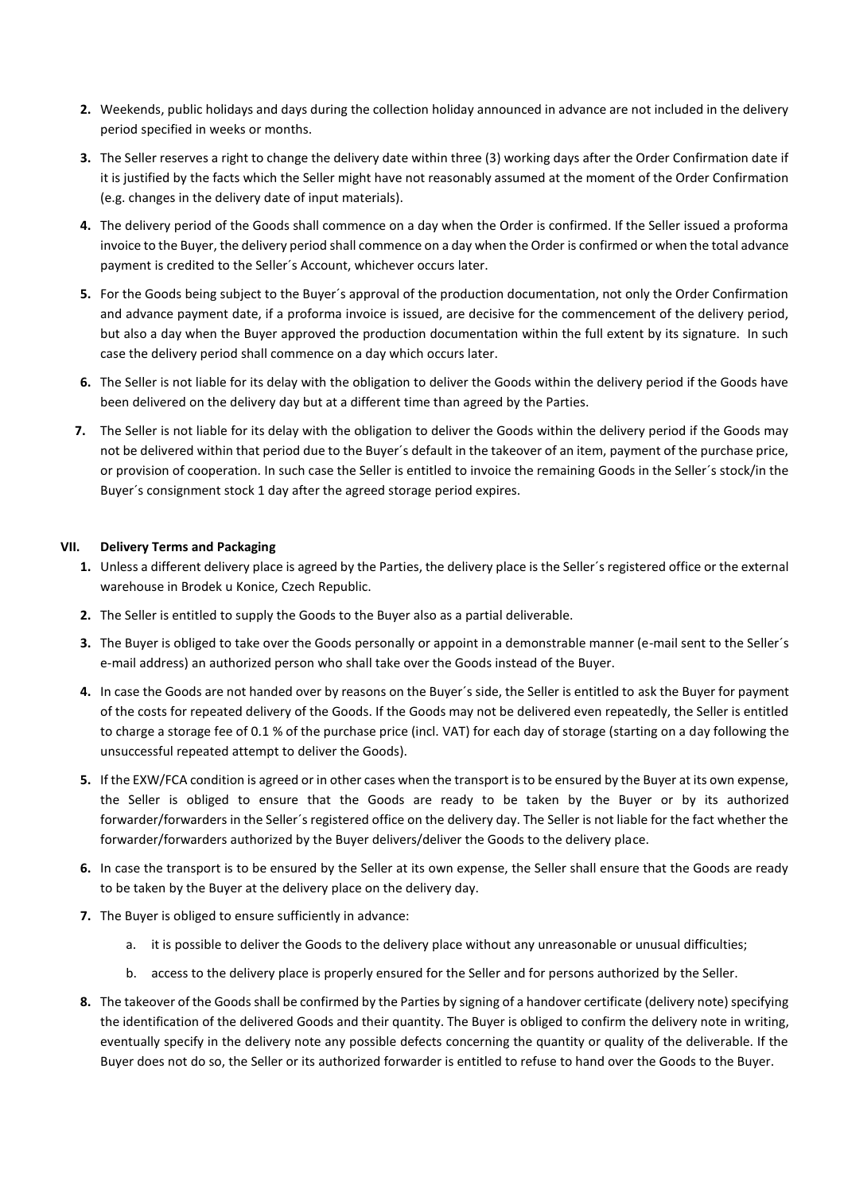2. Weekends, public holidays and days during the collection holiday announced in advance are not included in the delivery period specified in weeks or months.
3. The Seller reserves a right to change the delivery date within three (3) working days after the Order Confirmation date if it is justified by the facts which the Seller might have not reasonably assumed at the moment of the Order Confirmation (e.g. changes in the delivery date of input materials).
4. The delivery period of the Goods shall commence on a day when the Order is confirmed. If the Seller issued a proforma invoice to the Buyer, the delivery period shall commence on a day when the Order is confirmed or when the total advance payment is credited to the Seller´s Account, whichever occurs later.
5. For the Goods being subject to the Buyer´s approval of the production documentation, not only the Order Confirmation and advance payment date, if a proforma invoice is issued, are decisive for the commencement of the delivery period, but also a day when the Buyer approved the production documentation within the full extent by its signature. In such case the delivery period shall commence on a day which occurs later.
6. The Seller is not liable for its delay with the obligation to deliver the Goods within the delivery period if the Goods have been delivered on the delivery day but at a different time than agreed by the Parties.
7. The Seller is not liable for its delay with the obligation to deliver the Goods within the delivery period if the Goods may not be delivered within that period due to the Buyer´s default in the takeover of an item, payment of the purchase price, or provision of cooperation. In such case the Seller is entitled to invoice the remaining Goods in the Seller´s stock/in the Buyer´s consignment stock 1 day after the agreed storage period expires.

## VII. Delivery Terms and Packaging

1. Unless a different delivery place is agreed by the Parties, the delivery place is the Seller´s registered office or the external warehouse in Brodek u Konice, Czech Republic.
2. The Seller is entitled to supply the Goods to the Buyer also as a partial deliverable.
3. The Buyer is obliged to take over the Goods personally or appoint in a demonstrable manner (e-mail sent to the Seller´s e-mail address) an authorized person who shall take over the Goods instead of the Buyer.
4. In case the Goods are not handed over by reasons on the Buyer´s side, the Seller is entitled to ask the Buyer for payment of the costs for repeated delivery of the Goods. If the Goods may not be delivered even repeatedly, the Seller is entitled to charge a storage fee of 0.1 % of the purchase price (incl. VAT) for each day of storage (starting on a day following the unsuccessful repeated attempt to deliver the Goods).
5. If the EXW/FCA condition is agreed or in other cases when the transport is to be ensured by the Buyer at its own expense, the Seller is obliged to ensure that the Goods are ready to be taken by the Buyer or by its authorized forwarder/forwarders in the Seller´s registered office on the delivery day. The Seller is not liable for the fact whether the forwarder/forwarders authorized by the Buyer delivers/deliver the Goods to the delivery place.
6. In case the transport is to be ensured by the Seller at its own expense, the Seller shall ensure that the Goods are ready to be taken by the Buyer at the delivery place on the delivery day.
7. The Buyer is obliged to ensure sufficiently in advance:
   a. it is possible to deliver the Goods to the delivery place without any unreasonable or unusual difficulties;
   b. access to the delivery place is properly ensured for the Seller and for persons authorized by the Seller.
8. The takeover of the Goods shall be confirmed by the Parties by signing of a handover certificate (delivery note) specifying the identification of the delivered Goods and their quantity. The Buyer is obliged to confirm the delivery note in writing, eventually specify in the delivery note any possible defects concerning the quantity or quality of the deliverable. If the Buyer does not do so, the Seller or its authorized forwarder is entitled to refuse to hand over the Goods to the Buyer.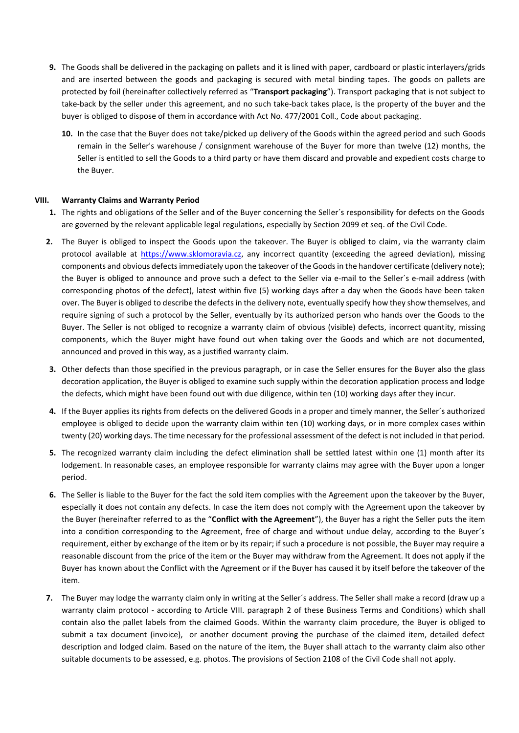9. The Goods shall be delivered in the packaging on pallets and it is lined with paper, cardboard or plastic interlayers/grids and are inserted between the goods and packaging is secured with metal binding tapes. The goods on pallets are protected by foil (hereinafter collectively referred as "**Transport packaging**"). Transport packaging that is not subject to take-back by the seller under this agreement, and no such take-back takes place, is the property of the buyer and the buyer is obliged to dispose of them in accordance with Act No. 477/2001 Coll., Code about packaging.

10. In the case that the Buyer does not take/picked up delivery of the Goods within the agreed period and such Goods remain in the Seller's warehouse / consignment warehouse of the Buyer for more than twelve (12) months, the Seller is entitled to sell the Goods to a third party or have them discard and provable and expedient costs charge to the Buyer.

## VIII. Warranty Claims and Warranty Period

1. The rights and obligations of the Seller and of the Buyer concerning the Seller´s responsibility for defects on the Goods are governed by the relevant applicable legal regulations, especially by Section 2099 et seq. of the Civil Code.

2. The Buyer is obliged to inspect the Goods upon the takeover. The Buyer is obliged to claim, via the warranty claim protocol available at https://www.sklomoravia.cz, any incorrect quantity (exceeding the agreed deviation), missing components and obvious defects immediately upon the takeover of the Goods in the handover certificate (delivery note); the Buyer is obliged to announce and prove such a defect to the Seller via e-mail to the Seller´s e-mail address (with corresponding photos of the defect), latest within five (5) working days after a day when the Goods have been taken over. The Buyer is obliged to describe the defects in the delivery note, eventually specify how they show themselves, and require signing of such a protocol by the Seller, eventually by its authorized person who hands over the Goods to the Buyer. The Seller is not obliged to recognize a warranty claim of obvious (visible) defects, incorrect quantity, missing components, which the Buyer might have found out when taking over the Goods and which are not documented, announced and proved in this way, as a justified warranty claim.

3. Other defects than those specified in the previous paragraph, or in case the Seller ensures for the Buyer also the glass decoration application, the Buyer is obliged to examine such supply within the decoration application process and lodge the defects, which might have been found out with due diligence, within ten (10) working days after they incur.

4. If the Buyer applies its rights from defects on the delivered Goods in a proper and timely manner, the Seller´s authorized employee is obliged to decide upon the warranty claim within ten (10) working days, or in more complex cases within twenty (20) working days. The time necessary for the professional assessment of the defect is not included in that period.

5. The recognized warranty claim including the defect elimination shall be settled latest within one (1) month after its lodgement. In reasonable cases, an employee responsible for warranty claims may agree with the Buyer upon a longer period.

6. The Seller is liable to the Buyer for the fact the sold item complies with the Agreement upon the takeover by the Buyer, especially it does not contain any defects. In case the item does not comply with the Agreement upon the takeover by the Buyer (hereinafter referred to as the "**Conflict with the Agreement**"), the Buyer has a right the Seller puts the item into a condition corresponding to the Agreement, free of charge and without undue delay, according to the Buyer´s requirement, either by exchange of the item or by its repair; if such a procedure is not possible, the Buyer may require a reasonable discount from the price of the item or the Buyer may withdraw from the Agreement. It does not apply if the Buyer has known about the Conflict with the Agreement or if the Buyer has caused it by itself before the takeover of the item.

7. The Buyer may lodge the warranty claim only in writing at the Seller´s address. The Seller shall make a record (draw up a warranty claim protocol - according to Article VIII. paragraph 2 of these Business Terms and Conditions) which shall contain also the pallet labels from the claimed Goods. Within the warranty claim procedure, the Buyer is obliged to submit a tax document (invoice), or another document proving the purchase of the claimed item, detailed defect description and lodged claim. Based on the nature of the item, the Buyer shall attach to the warranty claim also other suitable documents to be assessed, e.g. photos. The provisions of Section 2108 of the Civil Code shall not apply.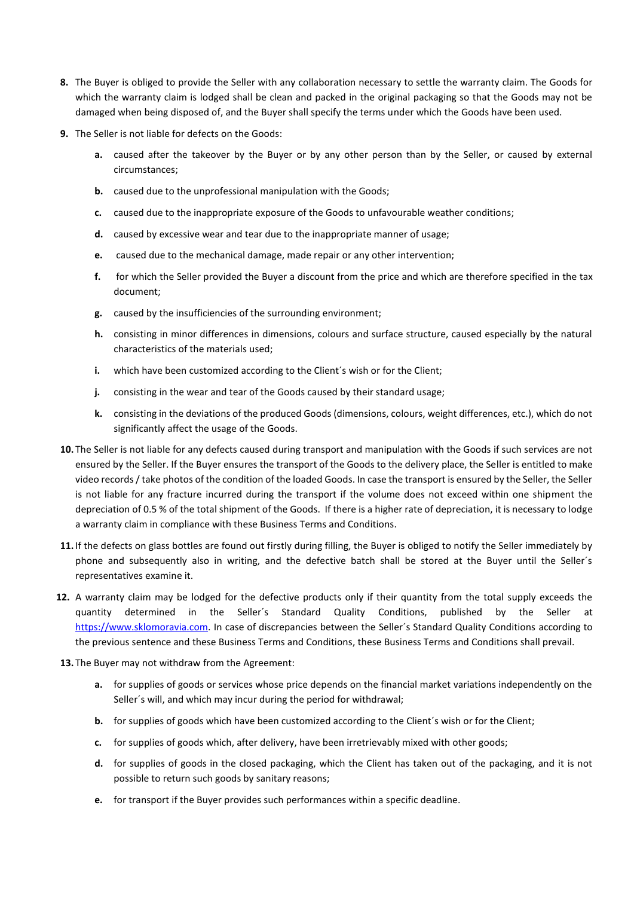8. The Buyer is obliged to provide the Seller with any collaboration necessary to settle the warranty claim. The Goods for which the warranty claim is lodged shall be clean and packed in the original packaging so that the Goods may not be damaged when being disposed of, and the Buyer shall specify the terms under which the Goods have been used.

9. The Seller is not liable for defects on the Goods:

   a. caused after the takeover by the Buyer or by any other person than by the Seller, or caused by external circumstances;

   b. caused due to the unprofessional manipulation with the Goods;

   c. caused due to the inappropriate exposure of the Goods to unfavourable weather conditions;

   d. caused by excessive wear and tear due to the inappropriate manner of usage;

   e. caused due to the mechanical damage, made repair or any other intervention;

   f. for which the Seller provided the Buyer a discount from the price and which are therefore specified in the tax document;

   g. caused by the insufficiencies of the surrounding environment;

   h. consisting in minor differences in dimensions, colours and surface structure, caused especially by the natural characteristics of the materials used;

   i. which have been customized according to the Client´s wish or for the Client;

   j. consisting in the wear and tear of the Goods caused by their standard usage;

   k. consisting in the deviations of the produced Goods (dimensions, colours, weight differences, etc.), which do not significantly affect the usage of the Goods.

10. The Seller is not liable for any defects caused during transport and manipulation with the Goods if such services are not ensured by the Seller. If the Buyer ensures the transport of the Goods to the delivery place, the Seller is entitled to make video records / take photos of the condition of the loaded Goods. In case the transport is ensured by the Seller, the Seller is not liable for any fracture incurred during the transport if the volume does not exceed within one shipment the depreciation of 0.5 % of the total shipment of the Goods. If there is a higher rate of depreciation, it is necessary to lodge a warranty claim in compliance with these Business Terms and Conditions.

11. If the defects on glass bottles are found out firstly during filling, the Buyer is obliged to notify the Seller immediately by phone and subsequently also in writing, and the defective batch shall be stored at the Buyer until the Seller´s representatives examine it.

12. A warranty claim may be lodged for the defective products only if their quantity from the total supply exceeds the quantity determined in the Seller´s Standard Quality Conditions, published by the Seller at https://www.sklomoravia.com. In case of discrepancies between the Seller´s Standard Quality Conditions according to the previous sentence and these Business Terms and Conditions, these Business Terms and Conditions shall prevail.

13. The Buyer may not withdraw from the Agreement:

   a. for supplies of goods or services whose price depends on the financial market variations independently on the Seller´s will, and which may incur during the period for withdrawal;

   b. for supplies of goods which have been customized according to the Client´s wish or for the Client;

   c. for supplies of goods which, after delivery, have been irretrievably mixed with other goods;

   d. for supplies of goods in the closed packaging, which the Client has taken out of the packaging, and it is not possible to return such goods by sanitary reasons;

   e. for transport if the Buyer provides such performances within a specific deadline.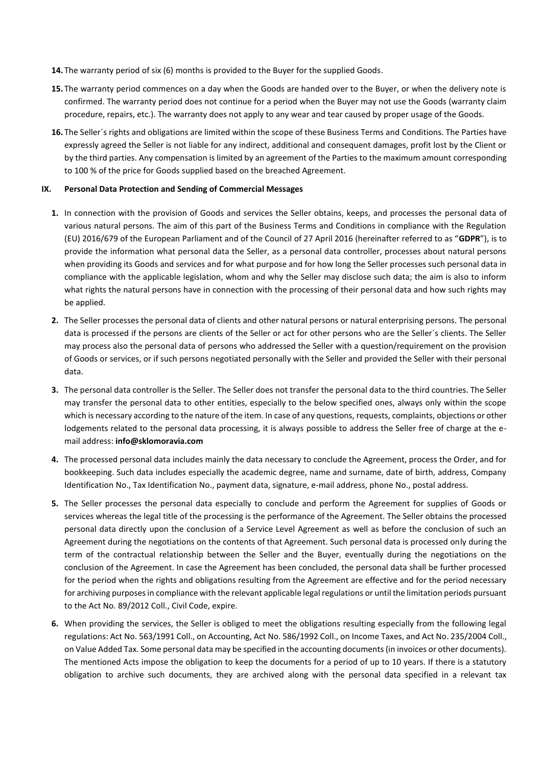14. The warranty period of six (6) months is provided to the Buyer for the supplied Goods.

15. The warranty period commences on a day when the Goods are handed over to the Buyer, or when the delivery note is confirmed. The warranty period does not continue for a period when the Buyer may not use the Goods (warranty claim procedure, repairs, etc.). The warranty does not apply to any wear and tear caused by proper usage of the Goods.

16. The Seller´s rights and obligations are limited within the scope of these Business Terms and Conditions. The Parties have expressly agreed the Seller is not liable for any indirect, additional and consequent damages, profit lost by the Client or by the third parties. Any compensation is limited by an agreement of the Parties to the maximum amount corresponding to 100 % of the price for Goods supplied based on the breached Agreement.

## IX. Personal Data Protection and Sending of Commercial Messages

1. In connection with the provision of Goods and services the Seller obtains, keeps, and processes the personal data of various natural persons. The aim of this part of the Business Terms and Conditions in compliance with the Regulation (EU) 2016/679 of the European Parliament and of the Council of 27 April 2016 (hereinafter referred to as "**GDPR**"), is to provide the information what personal data the Seller, as a personal data controller, processes about natural persons when providing its Goods and services and for what purpose and for how long the Seller processes such personal data in compliance with the applicable legislation, whom and why the Seller may disclose such data; the aim is also to inform what rights the natural persons have in connection with the processing of their personal data and how such rights may be applied.

2. The Seller processes the personal data of clients and other natural persons or natural enterprising persons. The personal data is processed if the persons are clients of the Seller or act for other persons who are the Seller´s clients. The Seller may process also the personal data of persons who addressed the Seller with a question/requirement on the provision of Goods or services, or if such persons negotiated personally with the Seller and provided the Seller with their personal data.

3. The personal data controller is the Seller. The Seller does not transfer the personal data to the third countries. The Seller may transfer the personal data to other entities, especially to the below specified ones, always only within the scope which is necessary according to the nature of the item. In case of any questions, requests, complaints, objections or other lodgements related to the personal data processing, it is always possible to address the Seller free of charge at the e-mail address: **info@sklomoravia.com**

4. The processed personal data includes mainly the data necessary to conclude the Agreement, process the Order, and for bookkeeping. Such data includes especially the academic degree, name and surname, date of birth, address, Company Identification No., Tax Identification No., payment data, signature, e-mail address, phone No., postal address.

5. The Seller processes the personal data especially to conclude and perform the Agreement for supplies of Goods or services whereas the legal title of the processing is the performance of the Agreement. The Seller obtains the processed personal data directly upon the conclusion of a Service Level Agreement as well as before the conclusion of such an Agreement during the negotiations on the contents of that Agreement. Such personal data is processed only during the term of the contractual relationship between the Seller and the Buyer, eventually during the negotiations on the conclusion of the Agreement. In case the Agreement has been concluded, the personal data shall be further processed for the period when the rights and obligations resulting from the Agreement are effective and for the period necessary for archiving purposes in compliance with the relevant applicable legal regulations or until the limitation periods pursuant to the Act No. 89/2012 Coll., Civil Code, expire.

6. When providing the services, the Seller is obliged to meet the obligations resulting especially from the following legal regulations: Act No. 563/1991 Coll., on Accounting, Act No. 586/1992 Coll., on Income Taxes, and Act No. 235/2004 Coll., on Value Added Tax. Some personal data may be specified in the accounting documents (in invoices or other documents). The mentioned Acts impose the obligation to keep the documents for a period of up to 10 years. If there is a statutory obligation to archive such documents, they are archived along with the personal data specified in a relevant tax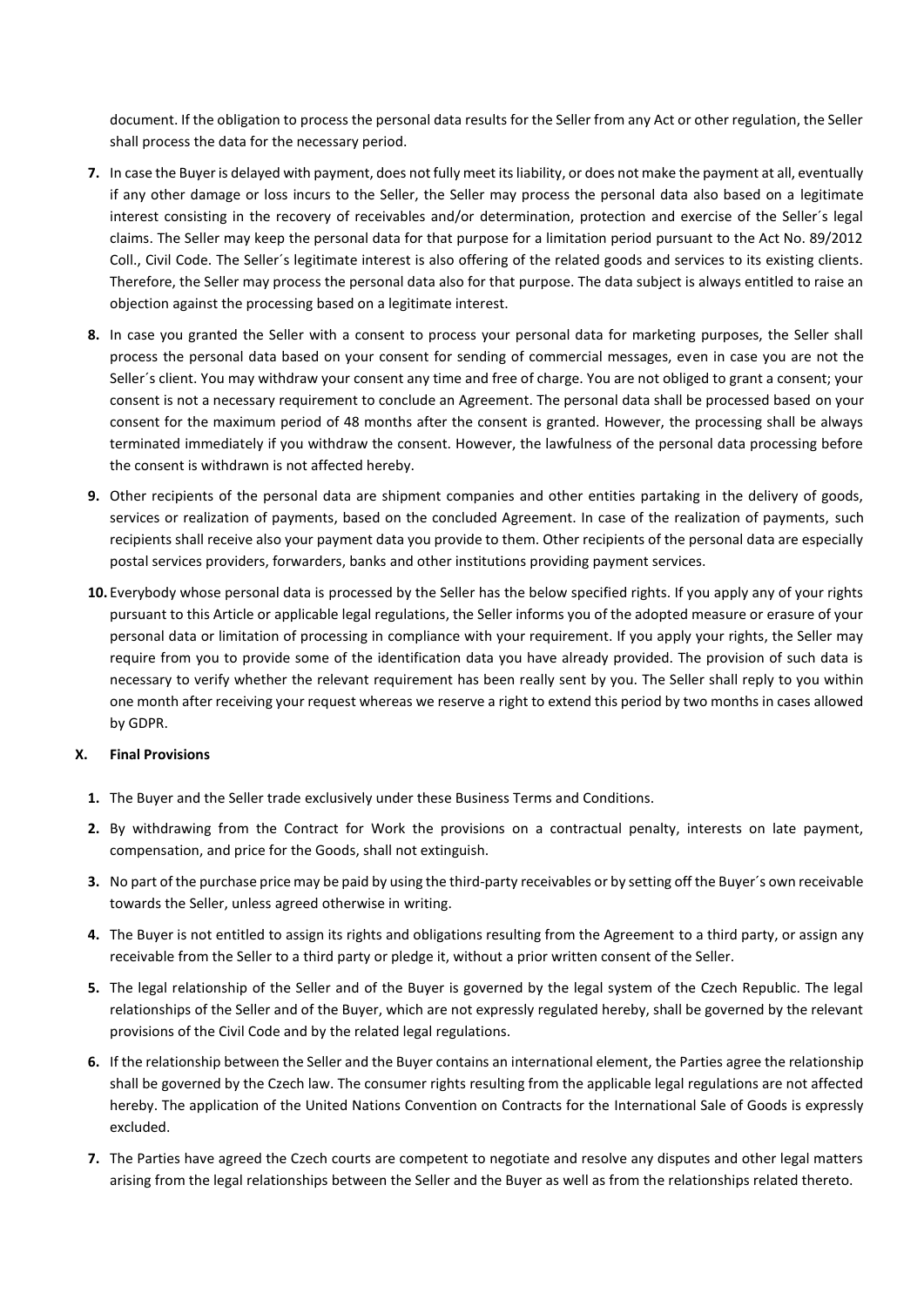document. If the obligation to process the personal data results for the Seller from any Act or other regulation, the Seller shall process the data for the necessary period.

7. In case the Buyer is delayed with payment, does not fully meet its liability, or does not make the payment at all, eventually if any other damage or loss incurs to the Seller, the Seller may process the personal data also based on a legitimate interest consisting in the recovery of receivables and/or determination, protection and exercise of the Seller´s legal claims. The Seller may keep the personal data for that purpose for a limitation period pursuant to the Act No. 89/2012 Coll., Civil Code. The Seller´s legitimate interest is also offering of the related goods and services to its existing clients. Therefore, the Seller may process the personal data also for that purpose. The data subject is always entitled to raise an objection against the processing based on a legitimate interest.

8. In case you granted the Seller with a consent to process your personal data for marketing purposes, the Seller shall process the personal data based on your consent for sending of commercial messages, even in case you are not the Seller´s client. You may withdraw your consent any time and free of charge. You are not obliged to grant a consent; your consent is not a necessary requirement to conclude an Agreement. The personal data shall be processed based on your consent for the maximum period of 48 months after the consent is granted. However, the processing shall be always terminated immediately if you withdraw the consent. However, the lawfulness of the personal data processing before the consent is withdrawn is not affected hereby.

9. Other recipients of the personal data are shipment companies and other entities partaking in the delivery of goods, services or realization of payments, based on the concluded Agreement. In case of the realization of payments, such recipients shall receive also your payment data you provide to them. Other recipients of the personal data are especially postal services providers, forwarders, banks and other institutions providing payment services.

10. Everybody whose personal data is processed by the Seller has the below specified rights. If you apply any of your rights pursuant to this Article or applicable legal regulations, the Seller informs you of the adopted measure or erasure of your personal data or limitation of processing in compliance with your requirement. If you apply your rights, the Seller may require from you to provide some of the identification data you have already provided. The provision of such data is necessary to verify whether the relevant requirement has been really sent by you. The Seller shall reply to you within one month after receiving your request whereas we reserve a right to extend this period by two months in cases allowed by GDPR.

## X. Final Provisions

1. The Buyer and the Seller trade exclusively under these Business Terms and Conditions.

2. By withdrawing from the Contract for Work the provisions on a contractual penalty, interests on late payment, compensation, and price for the Goods, shall not extinguish.

3. No part of the purchase price may be paid by using the third-party receivables or by setting off the Buyer´s own receivable towards the Seller, unless agreed otherwise in writing.

4. The Buyer is not entitled to assign its rights and obligations resulting from the Agreement to a third party, or assign any receivable from the Seller to a third party or pledge it, without a prior written consent of the Seller.

5. The legal relationship of the Seller and of the Buyer is governed by the legal system of the Czech Republic. The legal relationships of the Seller and of the Buyer, which are not expressly regulated hereby, shall be governed by the relevant provisions of the Civil Code and by the related legal regulations.

6. If the relationship between the Seller and the Buyer contains an international element, the Parties agree the relationship shall be governed by the Czech law. The consumer rights resulting from the applicable legal regulations are not affected hereby. The application of the United Nations Convention on Contracts for the International Sale of Goods is expressly excluded.

7. The Parties have agreed the Czech courts are competent to negotiate and resolve any disputes and other legal matters arising from the legal relationships between the Seller and the Buyer as well as from the relationships related thereto.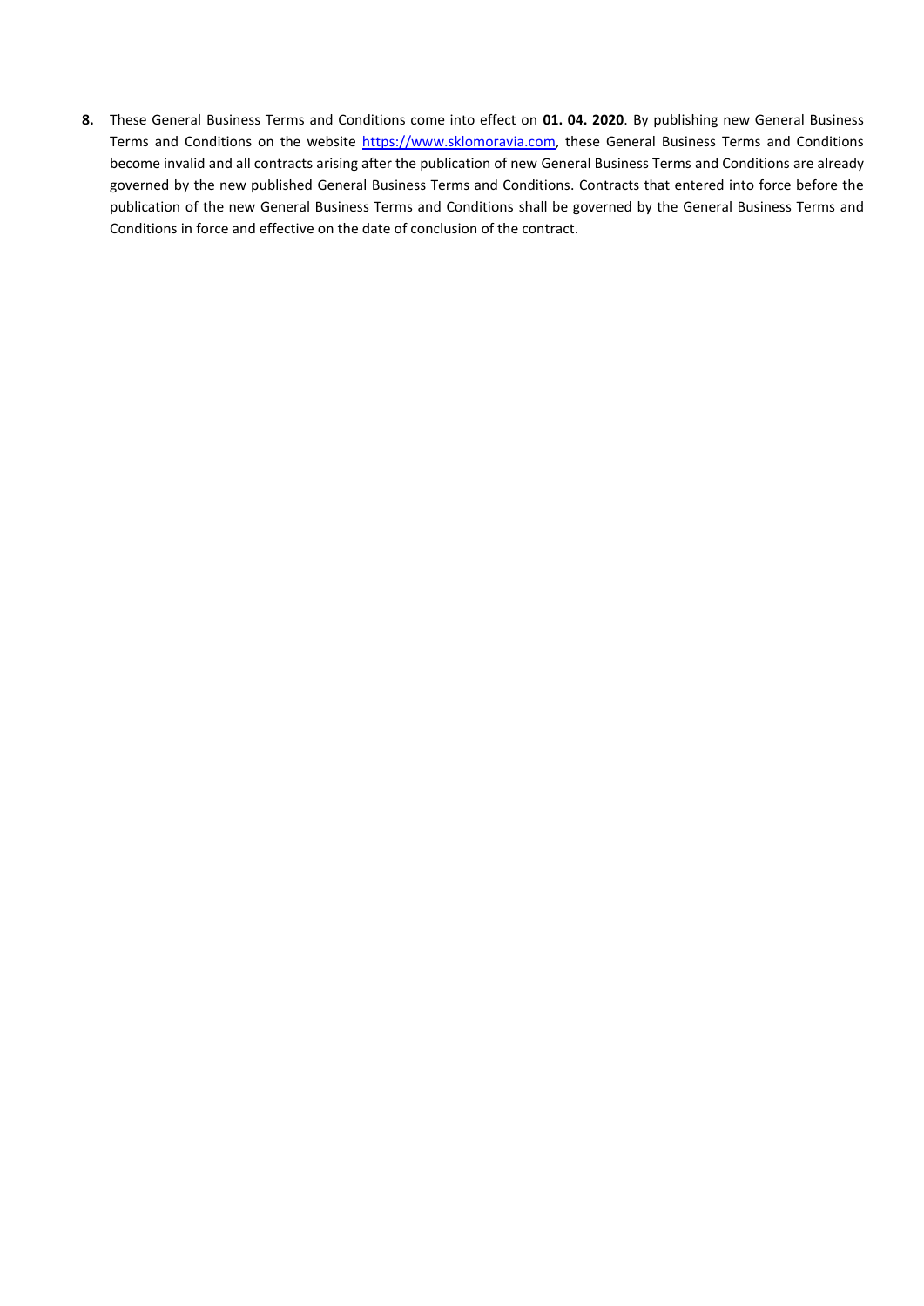**8.** These General Business Terms and Conditions come into effect on **01. 04. 2020**. By publishing new General Business Terms and Conditions on the website [https://www.sklomoravia.com](https://www.sklomoravia.com), these General Business Terms and Conditions become invalid and all contracts arising after the publication of new General Business Terms and Conditions are already governed by the new published General Business Terms and Conditions. Contracts that entered into force before the publication of the new General Business Terms and Conditions shall be governed by the General Business Terms and Conditions in force and effective on the date of conclusion of the contract.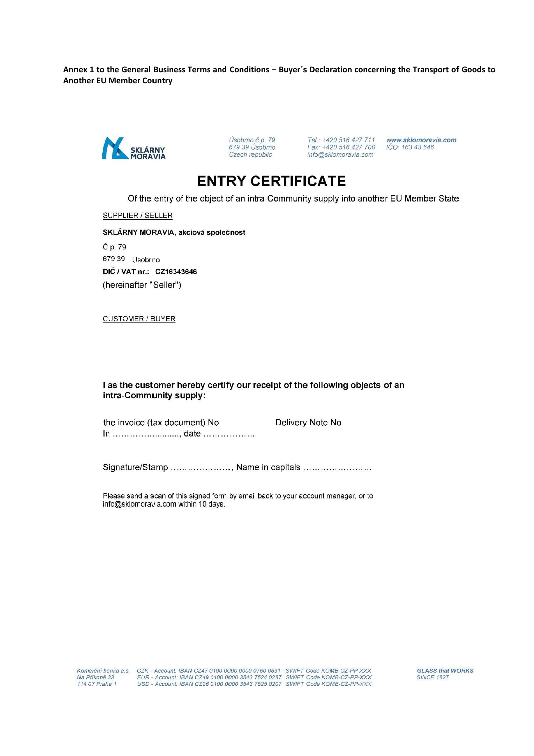**Annex 1 to the General Business Terms and Conditions – Buyer´s Declaration concerning the Transport of Goods to Another EU Member Country**

SKLÁRNY MORAVIA

Úsobrno č.p. 79
679 39 Úsobrno
Czech republic

Tel.: +420 516 427 711
Fax: +420 516 427 700
info@sklomoravia.com

www.sklomoravia.com
IČO: 163 43 646

# ENTRY CERTIFICATE

Of the entry of the object of an intra-Community supply into another EU Member State

SUPPLIER / SELLER

**SKLÁRNY MORAVIA, akciová společnost**

Č.p. 79

679 39 Usobrno

**DIČ / VAT nr.: CZ16343646**

(hereinafter "Seller")

CUSTOMER / BUYER

**I as the customer hereby certify our receipt of the following objects of an intra-Community supply:**

the invoice (tax document) No Delivery Note No

In ………………........., date ………………

Signature/Stamp …………………, Name in capitals ……………………

Please send a scan of this signed form by email back to your account manager, or to info@sklomoravia.com within 10 days.

Komerční banka a.s.
Na Příkopě 33
114 07 Praha 1

CZK - Account: IBAN CZ47 0100 0000 0000 0760 0631 SWIFT Code KOMB-CZ-PP-XXX
EUR - Account: IBAN CZ49 0100 0000 3543 7524 0287 SWIFT Code KOMB-CZ-PP-XXX
USD - Account: IBAN CZ26 0100 0000 3543 7525 0207 SWIFT Code KOMB-CZ-PP-XXX

GLASS that WORKS
SINCE 1827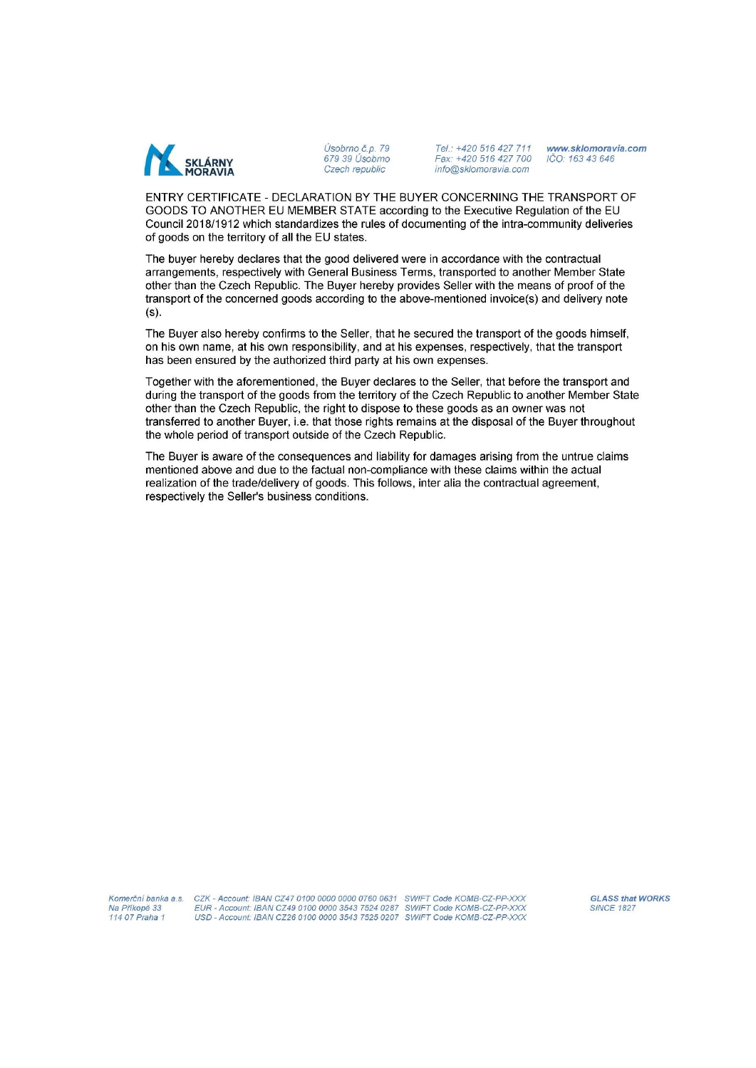SKLÁRNY MORAVIA

Úsobrno č.p. 79
679 39 Úsobrno
Czech republic

Tel.: +420 516 427 711
Fax: +420 516 427 700
info@sklomoravia.com

www.sklomoravia.com
IČO: 163 43 646

ENTRY CERTIFICATE - DECLARATION BY THE BUYER CONCERNING THE TRANSPORT OF GOODS TO ANOTHER EU MEMBER STATE according to the Executive Regulation of the EU Council 2018/1912 which standardizes the rules of documenting of the intra-community deliveries of goods on the territory of all the EU states.

The buyer hereby declares that the good delivered were in accordance with the contractual arrangements, respectively with General Business Terms, transported to another Member State other than the Czech Republic. The Buyer hereby provides Seller with the means of proof of the transport of the concerned goods according to the above-mentioned invoice(s) and delivery note (s).

The Buyer also hereby confirms to the Seller, that he secured the transport of the goods himself, on his own name, at his own responsibility, and at his expenses, respectively, that the transport has been ensured by the authorized third party at his own expenses.

Together with the aforementioned, the Buyer declares to the Seller, that before the transport and during the transport of the goods from the territory of the Czech Republic to another Member State other than the Czech Republic, the right to dispose to these goods as an owner was not transferred to another Buyer, i.e. that those rights remains at the disposal of the Buyer throughout the whole period of transport outside of the Czech Republic.

The Buyer is aware of the consequences and liability for damages arising from the untrue claims mentioned above and due to the factual non-compliance with these claims within the actual realization of the trade/delivery of goods. This follows, inter alia the contractual agreement, respectively the Seller's business conditions.

Komerční banka a.s.
Na Příkopě 33
114 07 Praha 1

CZK - Account: IBAN CZ47 0100 0000 0000 0760 0631 SWIFT Code KOMB-CZ-PP-XXX
EUR - Account: IBAN CZ49 0100 0000 3543 7524 0287 SWIFT Code KOMB-CZ-PP-XXX
USD - Account: IBAN CZ26 0100 0000 3543 7525 0207 SWIFT Code KOMB-CZ-PP-XXX

GLASS that WORKS
SINCE 1827